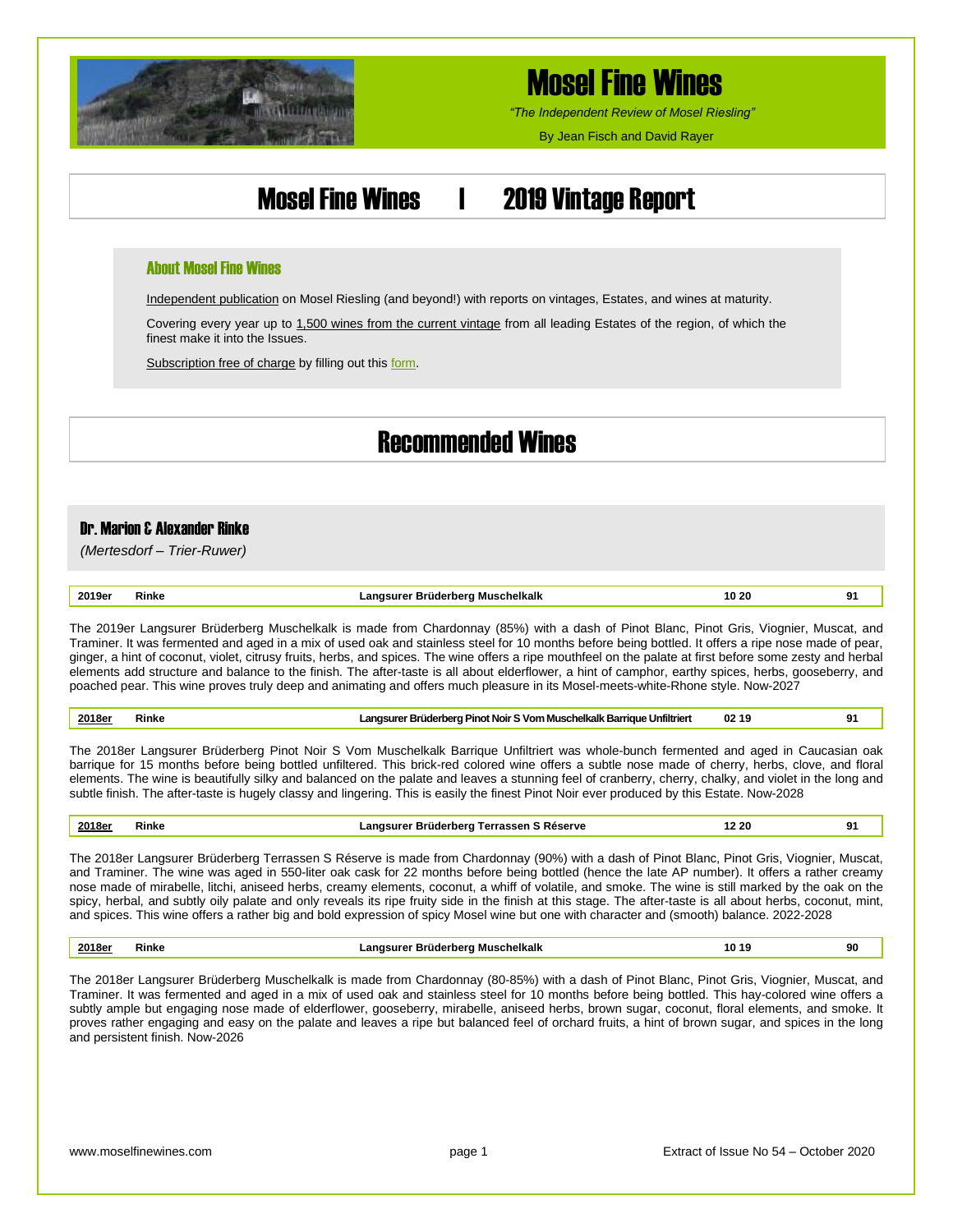# Mosel Fine Wines

*"The Independent Review of Mosel Riesling"*

By Jean Fisch and David Rayer

# Mosel Fine Wines | 2019 Vintage Report

### About Mosel Fine Wines

Independent publication on Mosel Riesling (and beyond!) with reports on vintages, Estates, and wines at maturity.

Covering every year up to 1,500 wines from the current vintage from all leading Estates of the region, of which the finest make it into the Issues.

Subscription free of charge by filling out this form.

## Recommended Wines

### Dr. Marion & Alexander Rinke

*(Mertesdorf – Trier-Ruwer)*

| 2019er | Rinke | Langsurer Brüderberg Muschelkalk | 10 20 | 91 |
|---|---|---|---|---|

The 2019er Langsurer Brüderberg Muschelkalk is made from Chardonnay (85%) with a dash of Pinot Blanc, Pinot Gris, Viognier, Muscat, and Traminer. It was fermented and aged in a mix of used oak and stainless steel for 10 months before being bottled. It offers a ripe nose made of pear, ginger, a hint of coconut, violet, citrusy fruits, herbs, and spices. The wine offers a ripe mouthfeel on the palate at first before some zesty and herbal elements add structure and balance to the finish. The after-taste is all about elderflower, a hint of camphor, earthy spices, herbs, gooseberry, and poached pear. This wine proves truly deep and animating and offers much pleasure in its Mosel-meets-white-Rhone style. Now-2027

| 2018er | Rinke | Langsurer Brüderberg Pinot Noir S Vom Muschelkalk Barrique Unfiltriert | 02 19 | 91 |
|---|---|---|---|---|

The 2018er Langsurer Brüderberg Pinot Noir S Vom Muschelkalk Barrique Unfiltriert was whole-bunch fermented and aged in Caucasian oak barrique for 15 months before being bottled unfiltered. This brick-red colored wine offers a subtle nose made of cherry, herbs, clove, and floral elements. The wine is beautifully silky and balanced on the palate and leaves a stunning feel of cranberry, cherry, chalky, and violet in the long and subtle finish. The after-taste is hugely classy and lingering. This is easily the finest Pinot Noir ever produced by this Estate. Now-2028

| 2018er | Rinke | Langsurer Brüderberg Terrassen S Réserve | 12 20 | 91 |
|---|---|---|---|---|

The 2018er Langsurer Brüderberg Terrassen S Réserve is made from Chardonnay (90%) with a dash of Pinot Blanc, Pinot Gris, Viognier, Muscat, and Traminer. The wine was aged in 550-liter oak cask for 22 months before being bottled (hence the late AP number). It offers a rather creamy nose made of mirabelle, litchi, aniseed herbs, creamy elements, coconut, a whiff of volatile, and smoke. The wine is still marked by the oak on the spicy, herbal, and subtly oily palate and only reveals its ripe fruity side in the finish at this stage. The after-taste is all about herbs, coconut, mint, and spices. This wine offers a rather big and bold expression of spicy Mosel wine but one with character and (smooth) balance. 2022-2028

| 2018er | Rinke | Langsurer Brüderberg Muschelkalk | 10 19 | 90 |
|---|---|---|---|---|

The 2018er Langsurer Brüderberg Muschelkalk is made from Chardonnay (80-85%) with a dash of Pinot Blanc, Pinot Gris, Viognier, Muscat, and Traminer. It was fermented and aged in a mix of used oak and stainless steel for 10 months before being bottled. This hay-colored wine offers a subtly ample but engaging nose made of elderflower, gooseberry, mirabelle, aniseed herbs, brown sugar, coconut, floral elements, and smoke. It proves rather engaging and easy on the palate and leaves a ripe but balanced feel of orchard fruits, a hint of brown sugar, and spices in the long and persistent finish. Now-2026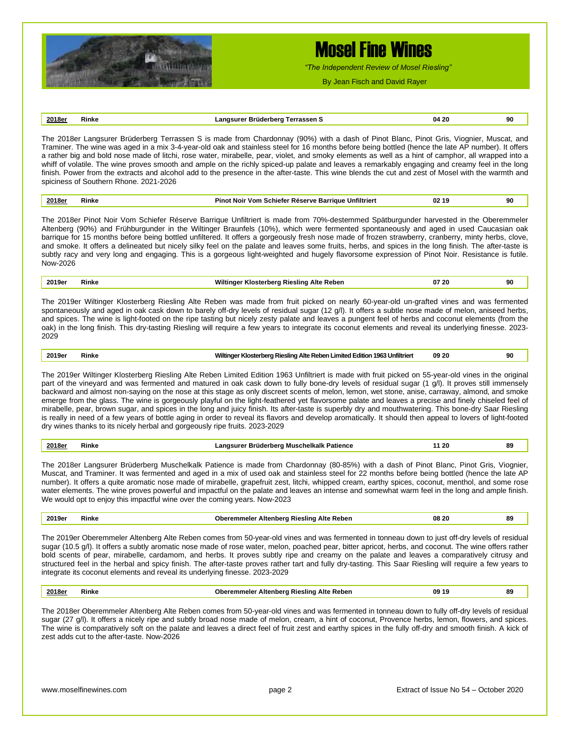| 2018er | Rinke | Langsurer Brüderberg Terrassen S | 04 20 | 90 |
|---|---|---|---|---|

The 2018er Langsurer Brüderberg Terrassen S is made from Chardonnay (90%) with a dash of Pinot Blanc, Pinot Gris, Viognier, Muscat, and Traminer. The wine was aged in a mix 3-4-year-old oak and stainless steel for 16 months before being bottled (hence the late AP number). It offers a rather big and bold nose made of litchi, rose water, mirabelle, pear, violet, and smoky elements as well as a hint of camphor, all wrapped into a whiff of volatile. The wine proves smooth and ample on the richly spiced-up palate and leaves a remarkably engaging and creamy feel in the long finish. Power from the extracts and alcohol add to the presence in the after-taste. This wine blends the cut and zest of Mosel with the warmth and spiciness of Southern Rhone. 2021-2026

| 2018er | Rinke | Pinot Noir Vom Schiefer Réserve Barrique Unfiltriert | 02 19 | 90 |
|---|---|---|---|---|

The 2018er Pinot Noir Vom Schiefer Réserve Barrique Unfiltriert is made from 70%-destemmed Spätburgunder harvested in the Oberemmeler Altenberg (90%) and Frühburgunder in the Wiltinger Braunfels (10%), which were fermented spontaneously and aged in used Caucasian oak barrique for 15 months before being bottled unfiltered. It offers a gorgeously fresh nose made of frozen strawberry, cranberry, minty herbs, clove, and smoke. It offers a delineated but nicely silky feel on the palate and leaves some fruits, herbs, and spices in the long finish. The after-taste is subtly racy and very long and engaging. This is a gorgeous light-weighted and hugely flavorsome expression of Pinot Noir. Resistance is futile. Now-2026

| 2019er | Rinke | Wiltinger Klosterberg Riesling Alte Reben | 07 20 | 90 |
|---|---|---|---|---|

The 2019er Wiltinger Klosterberg Riesling Alte Reben was made from fruit picked on nearly 60-year-old un-grafted vines and was fermented spontaneously and aged in oak cask down to barely off-dry levels of residual sugar (12 g/l). It offers a subtle nose made of melon, aniseed herbs, and spices. The wine is light-footed on the ripe tasting but nicely zesty palate and leaves a pungent feel of herbs and coconut elements (from the oak) in the long finish. This dry-tasting Riesling will require a few years to integrate its coconut elements and reveal its underlying finesse. 2023-2029

| 2019er | Rinke | Wiltinger Klosterberg Riesling Alte Reben Limited Edition 1963 Unfiltriert | 09 20 | 90 |
|---|---|---|---|---|

The 2019er Wiltinger Klosterberg Riesling Alte Reben Limited Edition 1963 Unfiltriert is made with fruit picked on 55-year-old vines in the original part of the vineyard and was fermented and matured in oak cask down to fully bone-dry levels of residual sugar (1 g/l). It proves still immensely backward and almost non-saying on the nose at this stage as only discreet scents of melon, lemon, wet stone, anise, carraway, almond, and smoke emerge from the glass. The wine is gorgeously playful on the light-feathered yet flavorsome palate and leaves a precise and finely chiseled feel of mirabelle, pear, brown sugar, and spices in the long and juicy finish. Its after-taste is superbly dry and mouthwatering. This bone-dry Saar Riesling is really in need of a few years of bottle aging in order to reveal its flavors and develop aromatically. It should then appeal to lovers of light-footed dry wines thanks to its nicely herbal and gorgeously ripe fruits. 2023-2029

| 2018er | Rinke | Langsurer Brüderberg Muschelkalk Patience | 11 20 | 89 |
|---|---|---|---|---|

The 2018er Langsurer Brüderberg Muschelkalk Patience is made from Chardonnay (80-85%) with a dash of Pinot Blanc, Pinot Gris, Viognier, Muscat, and Traminer. It was fermented and aged in a mix of used oak and stainless steel for 22 months before being bottled (hence the late AP number). It offers a quite aromatic nose made of mirabelle, grapefruit zest, litchi, whipped cream, earthy spices, coconut, menthol, and some rose water elements. The wine proves powerful and impactful on the palate and leaves an intense and somewhat warm feel in the long and ample finish. We would opt to enjoy this impactful wine over the coming years. Now-2023

| 2019er | Rinke | Oberemmeler Altenberg Riesling Alte Reben | 08 20 | 89 |
|---|---|---|---|---|

The 2019er Oberemmeler Altenberg Alte Reben comes from 50-year-old vines and was fermented in tonneau down to just off-dry levels of residual sugar (10.5 g/l). It offers a subtly aromatic nose made of rose water, melon, poached pear, bitter apricot, herbs, and coconut. The wine offers rather bold scents of pear, mirabelle, cardamom, and herbs. It proves subtly ripe and creamy on the palate and leaves a comparatively citrusy and structured feel in the herbal and spicy finish. The after-taste proves rather tart and fully dry-tasting. This Saar Riesling will require a few years to integrate its coconut elements and reveal its underlying finesse. 2023-2029

| 2018er | Rinke | Oberemmeler Altenberg Riesling Alte Reben | 09 19 | 89 |
|---|---|---|---|---|

The 2018er Oberemmeler Altenberg Alte Reben comes from 50-year-old vines and was fermented in tonneau down to fully off-dry levels of residual sugar (27 g/l). It offers a nicely ripe and subtly broad nose made of melon, cream, a hint of coconut, Provence herbs, lemon, flowers, and spices. The wine is comparatively soft on the palate and leaves a direct feel of fruit zest and earthy spices in the fully off-dry and smooth finish. A kick of zest adds cut to the after-taste. Now-2026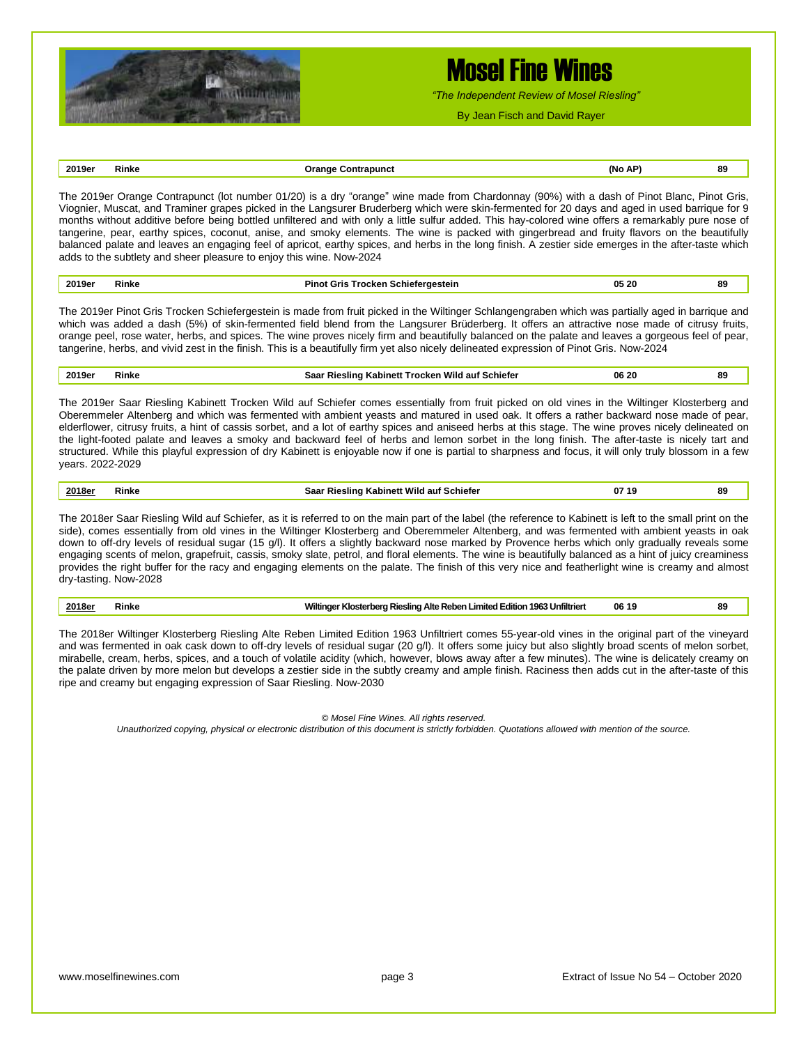| | | | | |
|---|---|---|---|---|
| **2019er** | **Rinke** | **Orange Contrapunct** | **(No AP)** | **89** |

The 2019er Orange Contrapunct (lot number 01/20) is a dry "orange" wine made from Chardonnay (90%) with a dash of Pinot Blanc, Pinot Gris, Viognier, Muscat, and Traminer grapes picked in the Langsurer Bruderberg which were skin-fermented for 20 days and aged in used barrique for 9 months without additive before being bottled unfiltered and with only a little sulfur added. This hay-colored wine offers a remarkably pure nose of tangerine, pear, earthy spices, coconut, anise, and smoky elements. The wine is packed with gingerbread and fruity flavors on the beautifully balanced palate and leaves an engaging feel of apricot, earthy spices, and herbs in the long finish. A zestier side emerges in the after-taste which adds to the subtlety and sheer pleasure to enjoy this wine. Now-2024

| | | | | |
|---|---|---|---|---|
| **2019er** | **Rinke** | **Pinot Gris Trocken Schiefergestein** | **05 20** | **89** |

The 2019er Pinot Gris Trocken Schiefergestein is made from fruit picked in the Wiltinger Schlangengraben which was partially aged in barrique and which was added a dash (5%) of skin-fermented field blend from the Langsurer Brüderberg. It offers an attractive nose made of citrusy fruits, orange peel, rose water, herbs, and spices. The wine proves nicely firm and beautifully balanced on the palate and leaves a gorgeous feel of pear, tangerine, herbs, and vivid zest in the finish. This is a beautifully firm yet also nicely delineated expression of Pinot Gris. Now-2024

| | | | | |
|---|---|---|---|---|
| **2019er** | **Rinke** | **Saar Riesling Kabinett Trocken Wild auf Schiefer** | **06 20** | **89** |

The 2019er Saar Riesling Kabinett Trocken Wild auf Schiefer comes essentially from fruit picked on old vines in the Wiltinger Klosterberg and Oberemmeler Altenberg and which was fermented with ambient yeasts and matured in used oak. It offers a rather backward nose made of pear, elderflower, citrusy fruits, a hint of cassis sorbet, and a lot of earthy spices and aniseed herbs at this stage. The wine proves nicely delineated on the light-footed palate and leaves a smoky and backward feel of herbs and lemon sorbet in the long finish. The after-taste is nicely tart and structured. While this playful expression of dry Kabinett is enjoyable now if one is partial to sharpness and focus, it will only truly blossom in a few years. 2022-2029

| | | | | |
|---|---|---|---|---|
| **2018er** | **Rinke** | **Saar Riesling Kabinett Wild auf Schiefer** | **07 19** | **89** |

The 2018er Saar Riesling Wild auf Schiefer, as it is referred to on the main part of the label (the reference to Kabinett is left to the small print on the side), comes essentially from old vines in the Wiltinger Klosterberg and Oberemmeler Altenberg, and was fermented with ambient yeasts in oak down to off-dry levels of residual sugar (15 g/l). It offers a slightly backward nose marked by Provence herbs which only gradually reveals some engaging scents of melon, grapefruit, cassis, smoky slate, petrol, and floral elements. The wine is beautifully balanced as a hint of juicy creaminess provides the right buffer for the racy and engaging elements on the palate. The finish of this very nice and featherlight wine is creamy and almost dry-tasting. Now-2028

| | | | | |
|---|---|---|---|---|
| **2018er** | **Rinke** | **Wiltinger Klosterberg Riesling Alte Reben Limited Edition 1963 Unfiltriert** | **06 19** | **89** |

The 2018er Wiltinger Klosterberg Riesling Alte Reben Limited Edition 1963 Unfiltriert comes 55-year-old vines in the original part of the vineyard and was fermented in oak cask down to off-dry levels of residual sugar (20 g/l). It offers some juicy but also slightly broad scents of melon sorbet, mirabelle, cream, herbs, spices, and a touch of volatile acidity (which, however, blows away after a few minutes). The wine is delicately creamy on the palate driven by more melon but develops a zestier side in the subtly creamy and ample finish. Raciness then adds cut in the after-taste of this ripe and creamy but engaging expression of Saar Riesling. Now-2030

*© Mosel Fine Wines. All rights reserved.*

*Unauthorized copying, physical or electronic distribution of this document is strictly forbidden. Quotations allowed with mention of the source.*